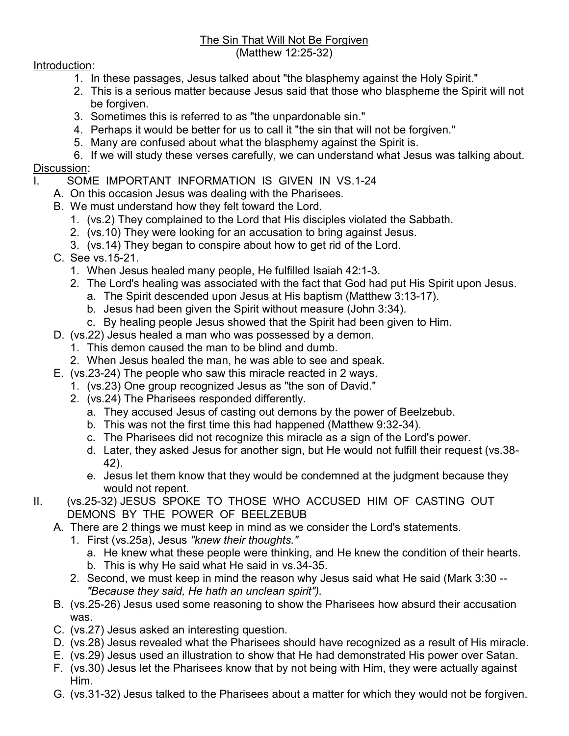# The Sin That Will Not Be Forgiven
(Matthew 12:25-32)

Introduction:

1. In these passages, Jesus talked about "the blasphemy against the Holy Spirit."
2. This is a serious matter because Jesus said that those who blaspheme the Spirit will not be forgiven.
3. Sometimes this is referred to as "the unpardonable sin."
4. Perhaps it would be better for us to call it "the sin that will not be forgiven."
5. Many are confused about what the blasphemy against the Spirit is.
6. If we will study these verses carefully, we can understand what Jesus was talking about.

Discussion:

I. SOME IMPORTANT INFORMATION IS GIVEN IN VS.1-24
   - A. On this occasion Jesus was dealing with the Pharisees.
   - B. We must understand how they felt toward the Lord.
     1. (vs.2) They complained to the Lord that His disciples violated the Sabbath.
     2. (vs.10) They were looking for an accusation to bring against Jesus.
     3. (vs.14) They began to conspire about how to get rid of the Lord.
   - C. See vs.15-21.
     1. When Jesus healed many people, He fulfilled Isaiah 42:1-3.
     2. The Lord's healing was associated with the fact that God had put His Spirit upon Jesus.
        - a. The Spirit descended upon Jesus at His baptism (Matthew 3:13-17).
        - b. Jesus had been given the Spirit without measure (John 3:34).
        - c. By healing people Jesus showed that the Spirit had been given to Him.
   - D. (vs.22) Jesus healed a man who was possessed by a demon.
     1. This demon caused the man to be blind and dumb.
     2. When Jesus healed the man, he was able to see and speak.
   - E. (vs.23-24) The people who saw this miracle reacted in 2 ways.
     1. (vs.23) One group recognized Jesus as "the son of David."
     2. (vs.24) The Pharisees responded differently.
        - a. They accused Jesus of casting out demons by the power of Beelzebub.
        - b. This was not the first time this had happened (Matthew 9:32-34).
        - c. The Pharisees did not recognize this miracle as a sign of the Lord's power.
        - d. Later, they asked Jesus for another sign, but He would not fulfill their request (vs.38-42).
        - e. Jesus let them know that they would be condemned at the judgment because they would not repent.

II. (vs.25-32) JESUS SPOKE TO THOSE WHO ACCUSED HIM OF CASTING OUT DEMONS BY THE POWER OF BEELZEBUB
   - A. There are 2 things we must keep in mind as we consider the Lord's statements.
     1. First (vs.25a), Jesus *"knew their thoughts."*
        - a. He knew what these people were thinking, and He knew the condition of their hearts.
        - b. This is why He said what He said in vs.34-35.
     2. Second, we must keep in mind the reason why Jesus said what He said (Mark 3:30 -- *"Because they said, He hath an unclean spirit").*
   - B. (vs.25-26) Jesus used some reasoning to show the Pharisees how absurd their accusation was.
   - C. (vs.27) Jesus asked an interesting question.
   - D. (vs.28) Jesus revealed what the Pharisees should have recognized as a result of His miracle.
   - E. (vs.29) Jesus used an illustration to show that He had demonstrated His power over Satan.
   - F. (vs.30) Jesus let the Pharisees know that by not being with Him, they were actually against Him.
   - G. (vs.31-32) Jesus talked to the Pharisees about a matter for which they would not be forgiven.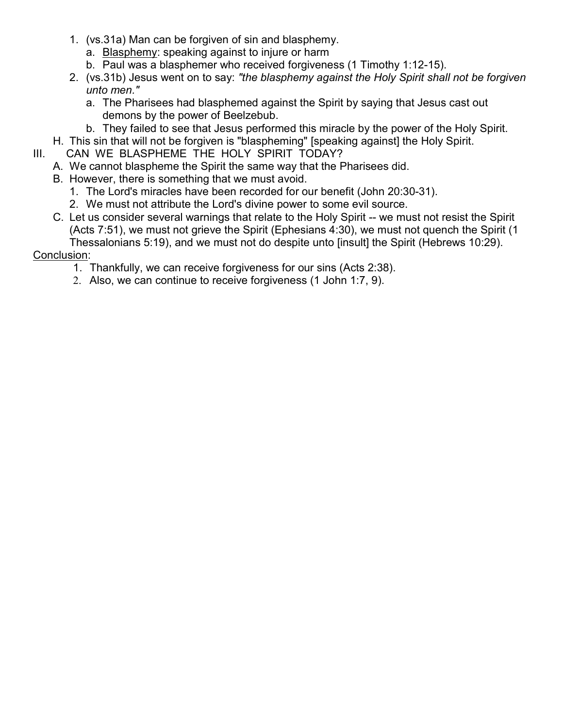1. (vs.31a) Man can be forgiven of sin and blasphemy.
   a. Blasphemy: speaking against to injure or harm
   b. Paul was a blasphemer who received forgiveness (1 Timothy 1:12-15).
2. (vs.31b) Jesus went on to say: *"the blasphemy against the Holy Spirit shall not be forgiven unto men."*
   a. The Pharisees had blasphemed against the Spirit by saying that Jesus cast out demons by the power of Beelzebub.
   b. They failed to see that Jesus performed this miracle by the power of the Holy Spirit.

H. This sin that will not be forgiven is "blaspheming" [speaking against] the Holy Spirit.

III. CAN WE BLASPHEME THE HOLY SPIRIT TODAY?

A. We cannot blaspheme the Spirit the same way that the Pharisees did.

B. However, there is something that we must avoid.
   1. The Lord's miracles have been recorded for our benefit (John 20:30-31).
   2. We must not attribute the Lord's divine power to some evil source.

C. Let us consider several warnings that relate to the Holy Spirit -- we must not resist the Spirit (Acts 7:51), we must not grieve the Spirit (Ephesians 4:30), we must not quench the Spirit (1 Thessalonians 5:19), and we must not do despite unto [insult] the Spirit (Hebrews 10:29).

Conclusion:

1. Thankfully, we can receive forgiveness for our sins (Acts 2:38).
2. Also, we can continue to receive forgiveness (1 John 1:7, 9).